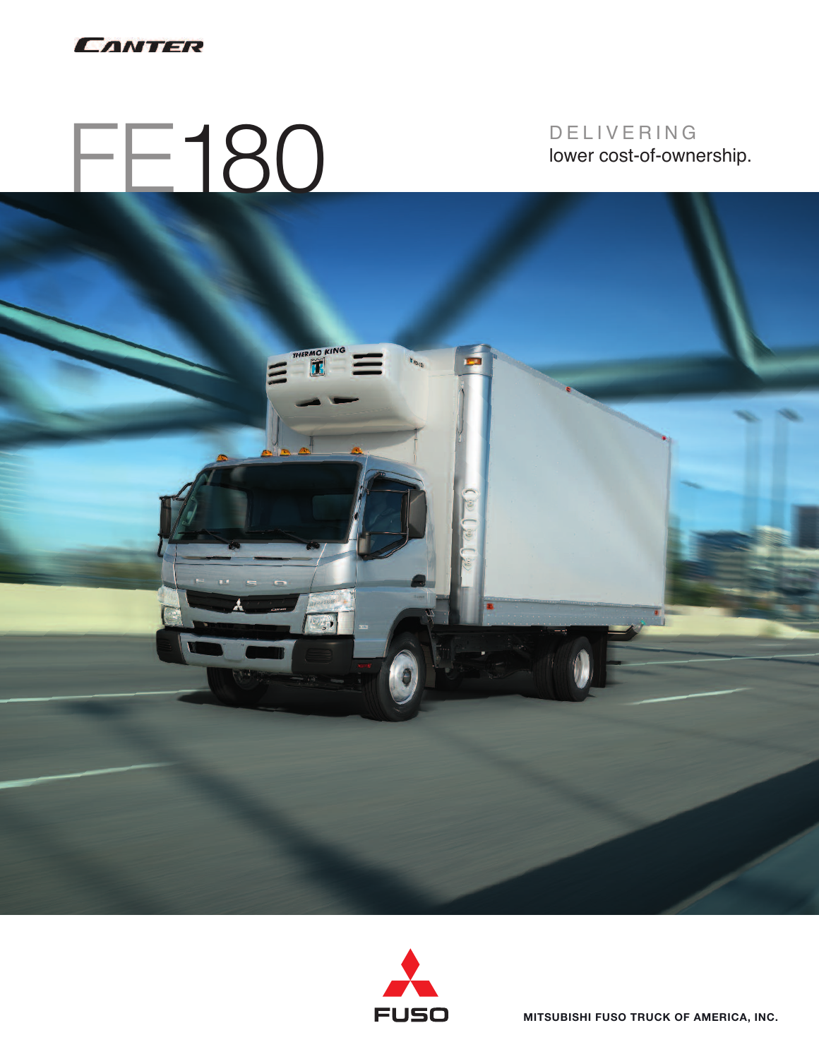CANTER

# FE180

DELIVERING
lower cost-of-ownership.

FUSO

MITSUBISHI FUSO TRUCK OF AMERICA, INC.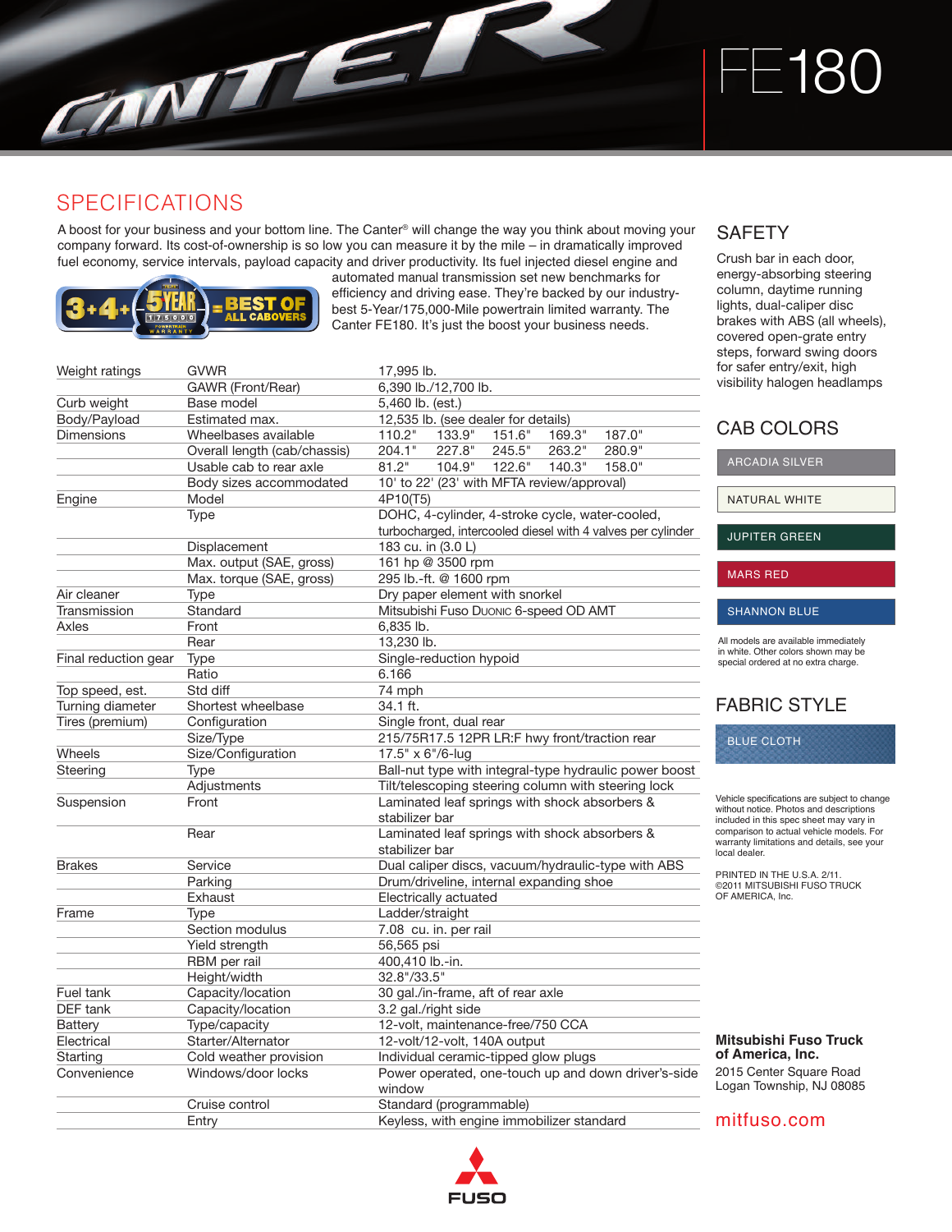# CANTER FE180

## SPECIFICATIONS

A boost for your business and your bottom line. The Canter® will change the way you think about moving your company forward. Its cost-of-ownership is so low you can measure it by the mile – in dramatically improved fuel economy, service intervals, payload capacity and driver productivity. Its fuel injected diesel engine and automated manual transmission set new benchmarks for efficiency and driving ease. They're backed by our industry-best 5-Year/175,000-Mile powertrain limited warranty. The Canter FE180. It's just the boost your business needs.

3+4+5 YEAR 175000 POWERTRAIN WARRANTY = BEST OF ALL CABOVERS

| | | |
|---|---|---|
| Weight ratings | GVWR | 17,995 lb. |
| | GAWR (Front/Rear) | 6,390 lb./12,700 lb. |
| Curb weight | Base model | 5,460 lb. (est.) |
| Body/Payload | Estimated max. | 12,535 lb. (see dealer for details) |
| Dimensions | Wheelbases available | 110.2" 133.9" 151.6" 169.3" 187.0" |
| | Overall length (cab/chassis) | 204.1" 227.8" 245.5" 263.2" 280.9" |
| | Usable cab to rear axle | 81.2" 104.9" 122.6" 140.3" 158.0" |
| | Body sizes accommodated | 10' to 22' (23' with MFTA review/approval) |
| Engine | Model | 4P10(T5) |
| | Type | DOHC, 4-cylinder, 4-stroke cycle, water-cooled, turbocharged, intercooled diesel with 4 valves per cylinder |
| | Displacement | 183 cu. in (3.0 L) |
| | Max. output (SAE, gross) | 161 hp @ 3500 rpm |
| | Max. torque (SAE, gross) | 295 lb.-ft. @ 1600 rpm |
| Air cleaner | Type | Dry paper element with snorkel |
| Transmission | Standard | Mitsubishi Fuso Duonic 6-speed OD AMT |
| Axles | Front | 6,835 lb. |
| | Rear | 13,230 lb. |
| Final reduction gear | Type | Single-reduction hypoid |
| | Ratio | 6.166 |
| Top speed, est. | Std diff | 74 mph |
| Turning diameter | Shortest wheelbase | 34.1 ft. |
| Tires (premium) | Configuration | Single front, dual rear |
| | Size/Type | 215/75R17.5 12PR LR:F hwy front/traction rear |
| Wheels | Size/Configuration | 17.5" x 6"/6-lug |
| Steering | Type | Ball-nut type with integral-type hydraulic power boost |
| | Adjustments | Tilt/telescoping steering column with steering lock |
| Suspension | Front | Laminated leaf springs with shock absorbers & stabilizer bar |
| | Rear | Laminated leaf springs with shock absorbers & stabilizer bar |
| Brakes | Service | Dual caliper discs, vacuum/hydraulic-type with ABS |
| | Parking | Drum/driveline, internal expanding shoe |
| | Exhaust | Electrically actuated |
| Frame | Type | Ladder/straight |
| | Section modulus | 7.08 cu. in. per rail |
| | Yield strength | 56,565 psi |
| | RBM per rail | 400,410 lb.-in. |
| | Height/width | 32.8"/33.5" |
| Fuel tank | Capacity/location | 30 gal./in-frame, aft of rear axle |
| DEF tank | Capacity/location | 3.2 gal./right side |
| Battery | Type/capacity | 12-volt, maintenance-free/750 CCA |
| Electrical | Starter/Alternator | 12-volt/12-volt, 140A output |
| Starting | Cold weather provision | Individual ceramic-tipped glow plugs |
| Convenience | Windows/door locks | Power operated, one-touch up and down driver's-side window |
| | Cruise control | Standard (programmable) |
| | Entry | Keyless, with engine immobilizer standard |

## SAFETY

Crush bar in each door, energy-absorbing steering column, daytime running lights, dual-caliper disc brakes with ABS (all wheels), covered open-grate entry steps, forward swing doors for safer entry/exit, high visibility halogen headlamps

## CAB COLORS

- ARCADIA SILVER
- NATURAL WHITE
- JUPITER GREEN
- MARS RED
- SHANNON BLUE

All models are available immediately in white. Other colors shown may be special ordered at no extra charge.

## FABRIC STYLE

- BLUE CLOTH

Vehicle specifications are subject to change without notice. Photos and descriptions included in this spec sheet may vary in comparison to actual vehicle models. For warranty limitations and details, see your local dealer.

PRINTED IN THE U.S.A. 2/11.
©2011 MITSUBISHI FUSO TRUCK OF AMERICA, Inc.

**Mitsubishi Fuso Truck of America, Inc.**
2015 Center Square Road
Logan Township, NJ 08085

mitfuso.com

FUSO